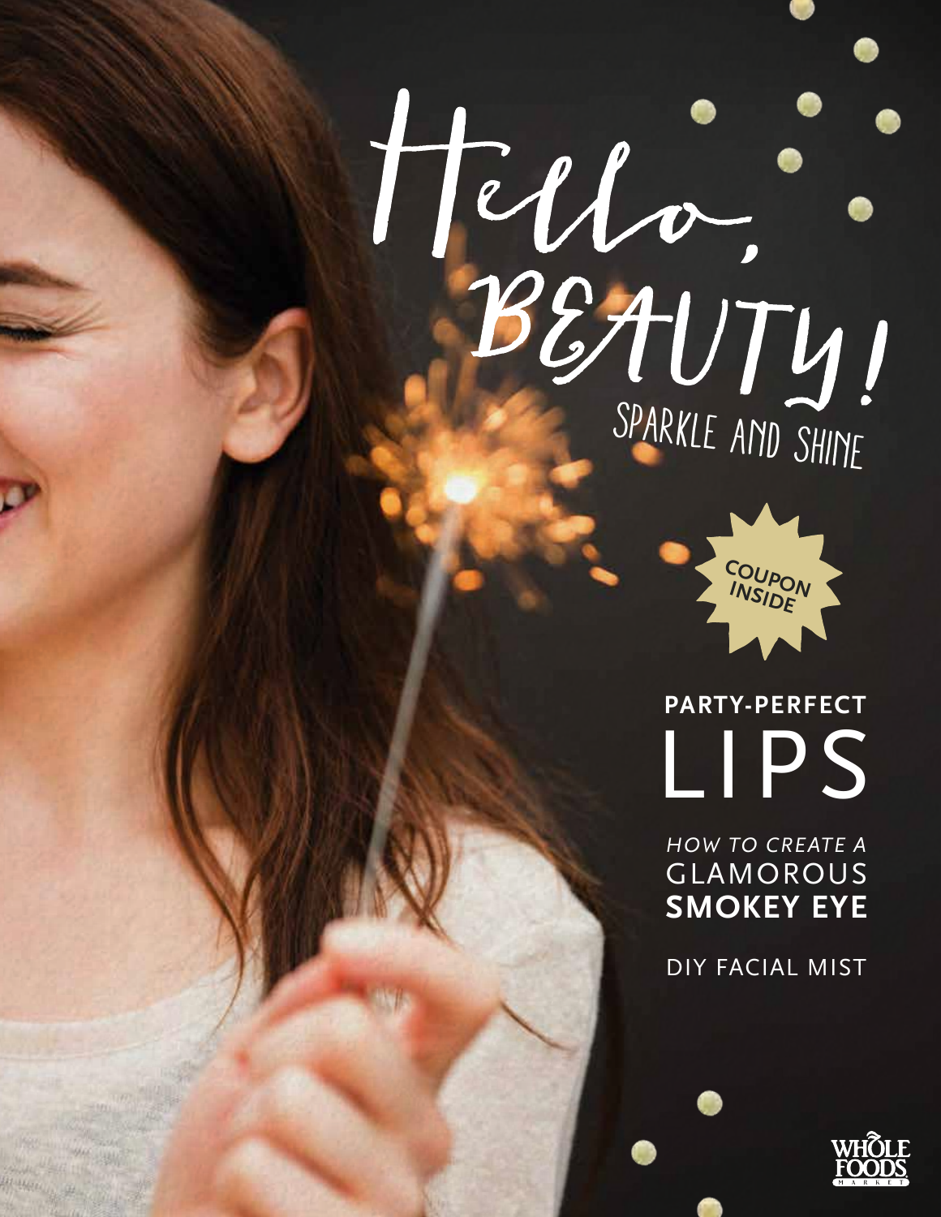# Hello, BEAUTY!

## SPARKLE AND SHINE

COUPON INSIDE

**PARTY-PERFECT**
LIPS

*HOW TO CREATE A*
GLAMOROUS
**SMOKEY EYE**

DIY FACIAL MIST

WHOLE FOODS MARKET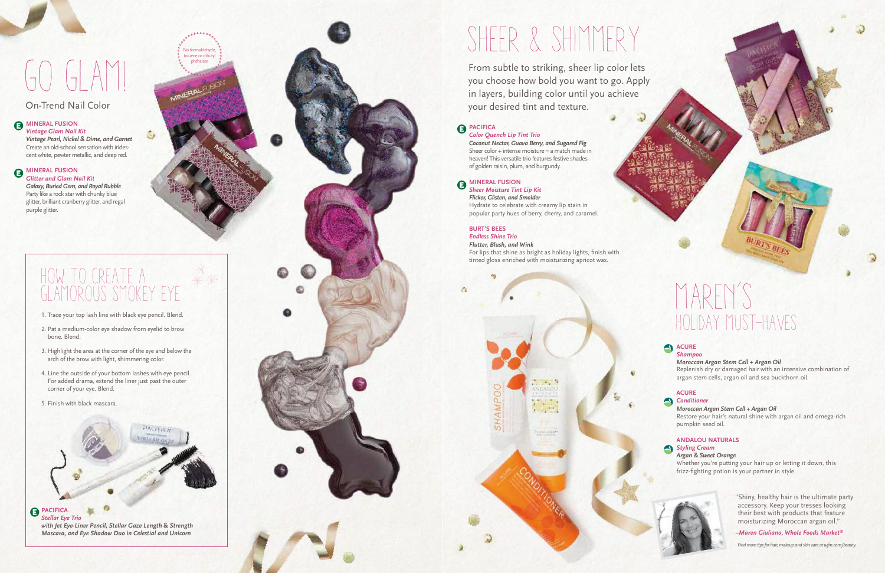# GO GLAM!

## On-Trend Nail Color

**MINERAL FUSION**
*Vintage Glam Nail Kit*
***Vintage Pearl, Nickel & Dime, and Garnet***
Create an old-school sensation with iridescent white, pewter metallic, and deep red.

**MINERAL FUSION**
*Glitter and Glam Nail Kit*
***Galaxy, Buried Gem, and Royal Rubble***
Party like a rock star with chunky blue glitter, brilliant cranberry glitter, and regal purple glitter.

No formaldehyde, toluene or dibutyl phthalate

## HOW TO CREATE A GLAMOROUS SMOKEY EYE

1. Trace your top lash line with black eye pencil. Blend.
2. Pat a medium-color eye shadow from eyelid to brow bone. Blend.
3. Highlight the area at the corner of the eye and below the arch of the brow with light, shimmering color.
4. Line the outside of your bottom lashes with eye pencil. For added drama, extend the liner just past the outer corner of your eye. Blend.
5. Finish with black mascara.

**PACIFICA**
*Stellar Eye Trio*
***with Jet Eye-Liner Pencil, Stellar Gaze Length & Strength Mascara, and Eye Shadow Duo in Celestial and Unicorn***

# SHEER & SHIMMERY

From subtle to striking, sheer lip color lets you choose how bold you want to go. Apply in layers, building color until you achieve your desired tint and texture.

**PACIFICA**
*Color Quench Lip Tint Trio*
***Coconut Nectar, Guava Berry, and Sugared Fig***
Sheer color + intense moisture = a match made in heaven! This versatile trio features festive shades of golden raisin, plum, and burgundy.

**MINERAL FUSION**
*Sheer Moisture Tint Lip Kit*
***Flicker, Glisten, and Smolder***
Hydrate to celebrate with creamy lip stain in popular party hues of berry, cherry, and caramel.

**BURT'S BEES**
*Endless Shine Trio*
***Flutter, Blush, and Wink***
For lips that shine as bright as holiday lights, finish with tinted gloss enriched with moisturizing apricot wax.

# MAREN'S HOLIDAY MUST-HAVES

**ACURE**
*Shampoo*
***Moroccan Argan Stem Cell + Argan Oil***
Replenish dry or damaged hair with an intensive combination of argan stem cells, argan oil and sea buckthorn oil.

**ACURE**
*Conditioner*
***Moroccan Argan Stem Cell + Argan Oil***
Restore your hair's natural shine with argan oil and omega-rich pumpkin seed oil.

**ANDALOU NATURALS**
*Styling Cream*
***Argan & Sweet Orange***
Whether you're putting your hair up or letting it down, this frizz-fighting potion is your partner in style.

"Shiny, healthy hair is the ultimate party accessory. Keep your tresses looking their best with products that feature moisturizing Moroccan argan oil."

*–Maren Giuliano, Whole Foods Market®*

*Find more tips for hair, makeup and skin care at wfm.com/beauty.*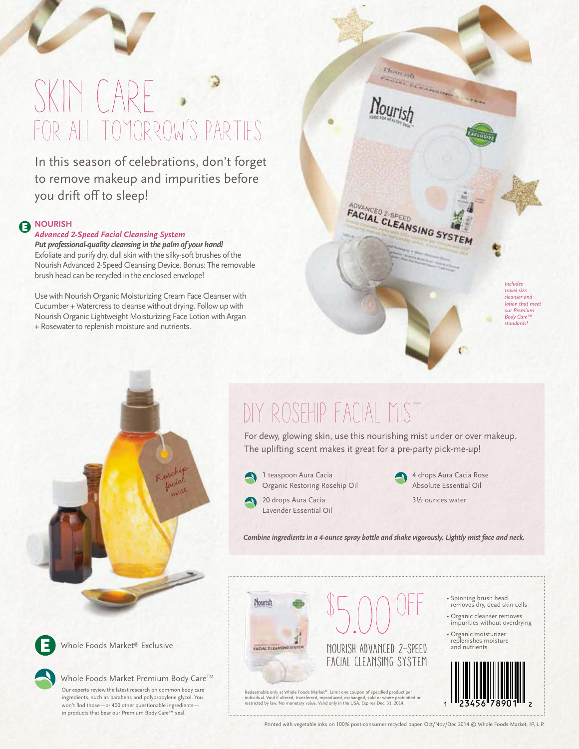# SKIN CARE

## FOR ALL TOMORROW'S PARTIES

In this season of celebrations, don't forget to remove makeup and impurities before you drift off to sleep!

**NOURISH**

***Advanced 2-Speed Facial Cleansing System***

***Put professional-quality cleansing in the palm of your hand!***

Exfoliate and purify dry, dull skin with the silky-soft brushes of the Nourish Advanced 2-Speed Cleansing Device. Bonus: The removable brush head can be recycled in the enclosed envelope!

Use with Nourish Organic Moisturizing Cream Face Cleanser with Cucumber + Watercress to cleanse without drying. Follow up with Nourish Organic Lightweight Moisturizing Face Lotion with Argan + Rosewater to replenish moisture and nutrients.

*Includes travel-size cleanser and lotion that meet our Premium Body Care™ standards!*

## DIY ROSEHIP FACIAL MIST

For dewy, glowing skin, use this nourishing mist under or over makeup. The uplifting scent makes it great for a pre-party pick-me-up!

- 1 teaspoon Aura Cacia Organic Restoring Rosehip Oil
- 20 drops Aura Cacia Lavender Essential Oil
- 4 drops Aura Cacia Rose Absolute Essential Oil
- 3½ ounces water

***Combine ingredients in a 4-ounce spray bottle and shake vigorously. Lightly mist face and neck.***

$5.00 OFF

NOURISH ADVANCED 2-SPEED FACIAL CLEANSING SYSTEM

- Spinning brush head removes dry, dead skin cells
- Organic cleanser removes impurities without overdrying
- Organic moisturizer replenishes moisture and nutrients

1 23456 78901 2

Redeemable only at Whole Foods Market®. Limit one coupon of specified product per individual. Void if altered, transferred, reproduced, exchanged, sold or where prohibited or restricted by law. No monetary value. Valid only in the USA. Expires Dec. 31, 2014.

**E** Whole Foods Market® Exclusive

Whole Foods Market Premium Body Care™

Our experts review the latest research on common body care ingredients, such as parabens and polypropylene glycol. You won't find those—or 400 other questionable ingredients—in products that bear our Premium Body Care™ seal.

Printed with vegetable inks on 100% post-consumer recycled paper. Oct/Nov/Dec 2014 © Whole Foods Market, IP, L.P.